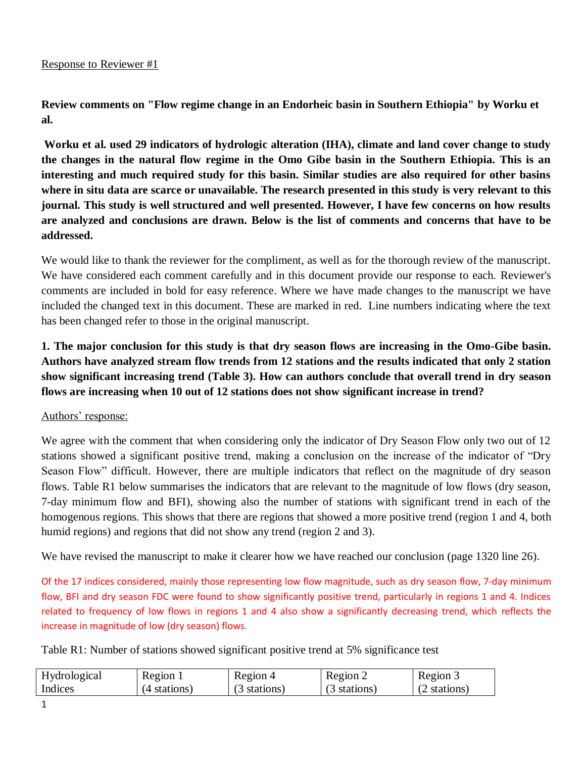Response to Reviewer #1

**Review comments on "Flow regime change in an Endorheic basin in Southern Ethiopia" by Worku et al.**

**Worku et al. used 29 indicators of hydrologic alteration (IHA), climate and land cover change to study the changes in the natural flow regime in the Omo Gibe basin in the Southern Ethiopia. This is an interesting and much required study for this basin. Similar studies are also required for other basins where in situ data are scarce or unavailable. The research presented in this study is very relevant to this journal. This study is well structured and well presented. However, I have few concerns on how results are analyzed and conclusions are drawn. Below is the list of comments and concerns that have to be addressed.**

We would like to thank the reviewer for the compliment, as well as for the thorough review of the manuscript. We have considered each comment carefully and in this document provide our response to each. Reviewer's comments are included in bold for easy reference. Where we have made changes to the manuscript we have included the changed text in this document. These are marked in red. Line numbers indicating where the text has been changed refer to those in the original manuscript.

**1. The major conclusion for this study is that dry season flows are increasing in the Omo-Gibe basin. Authors have analyzed stream flow trends from 12 stations and the results indicated that only 2 station show significant increasing trend (Table 3). How can authors conclude that overall trend in dry season flows are increasing when 10 out of 12 stations does not show significant increase in trend?**

Authors' response:

We agree with the comment that when considering only the indicator of Dry Season Flow only two out of 12 stations showed a significant positive trend, making a conclusion on the increase of the indicator of "Dry Season Flow" difficult. However, there are multiple indicators that reflect on the magnitude of dry season flows. Table R1 below summarises the indicators that are relevant to the magnitude of low flows (dry season, 7-day minimum flow and BFI), showing also the number of stations with significant trend in each of the homogenous regions. This shows that there are regions that showed a more positive trend (region 1 and 4, both humid regions) and regions that did not show any trend (region 2 and 3).

We have revised the manuscript to make it clearer how we have reached our conclusion (page 1320 line 26).

Of the 17 indices considered, mainly those representing low flow magnitude, such as dry season flow, 7-day minimum flow, BFI and dry season FDC were found to show significantly positive trend, particularly in regions 1 and 4. Indices related to frequency of low flows in regions 1 and 4 also show a significantly decreasing trend, which reflects the increase in magnitude of low (dry season) flows.

Table R1: Number of stations showed significant positive trend at 5% significance test

| Hydrological Indices | Region 1 (4 stations) | Region 4 (3 stations) | Region 2 (3 stations) | Region 3 (2 stations) |
|---|---|---|---|---|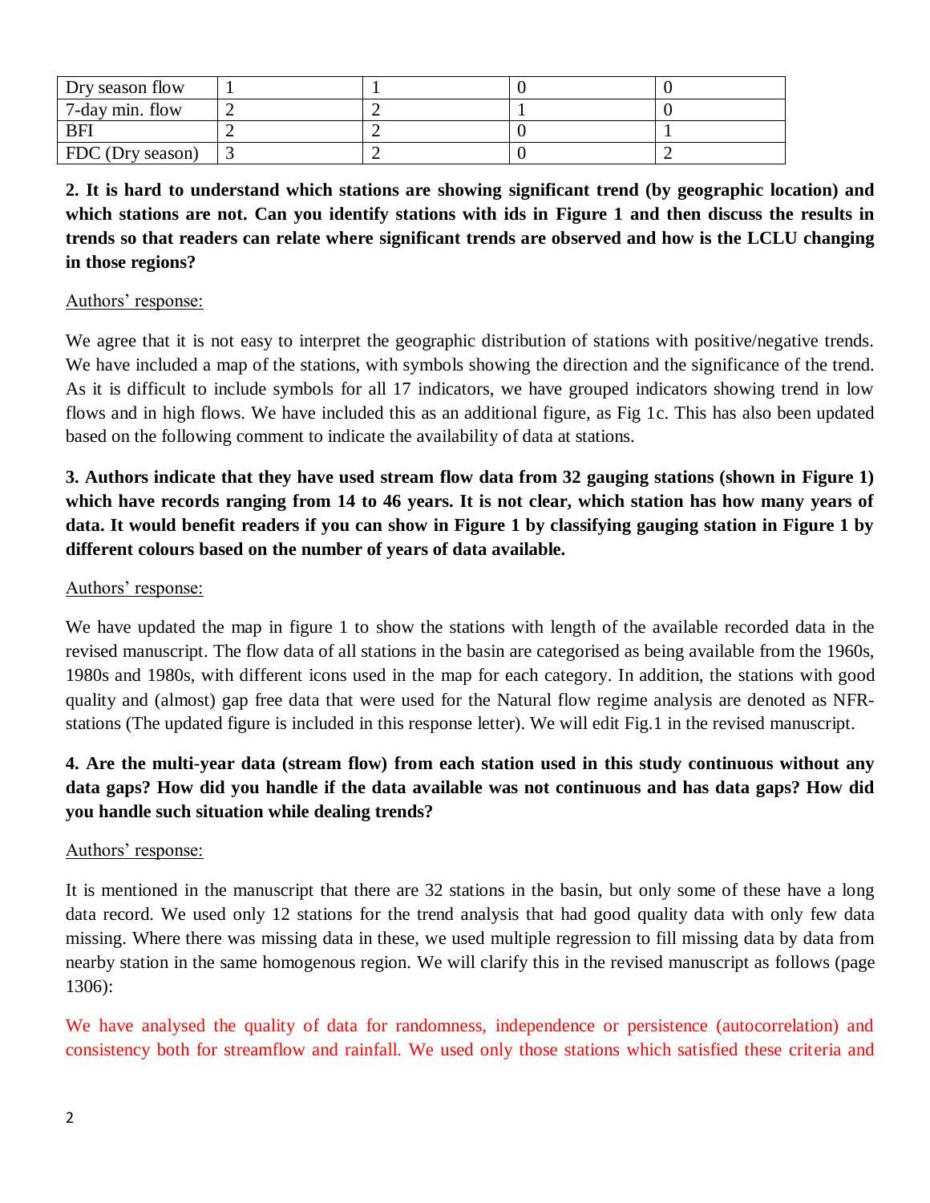| | | | | |
|---|---|---|---|---|
| Dry season flow | 1 | 1 | 0 | 0 |
| 7-day min. flow | 2 | 2 | 1 | 0 |
| BFI | 2 | 2 | 0 | 1 |
| FDC (Dry season) | 3 | 2 | 0 | 2 |

**2. It is hard to understand which stations are showing significant trend (by geographic location) and which stations are not. Can you identify stations with ids in Figure 1 and then discuss the results in trends so that readers can relate where significant trends are observed and how is the LCLU changing in those regions?**

Authors' response:

We agree that it is not easy to interpret the geographic distribution of stations with positive/negative trends. We have included a map of the stations, with symbols showing the direction and the significance of the trend. As it is difficult to include symbols for all 17 indicators, we have grouped indicators showing trend in low flows and in high flows. We have included this as an additional figure, as Fig 1c. This has also been updated based on the following comment to indicate the availability of data at stations.

**3. Authors indicate that they have used stream flow data from 32 gauging stations (shown in Figure 1) which have records ranging from 14 to 46 years. It is not clear, which station has how many years of data. It would benefit readers if you can show in Figure 1 by classifying gauging station in Figure 1 by different colours based on the number of years of data available.**

Authors' response:

We have updated the map in figure 1 to show the stations with length of the available recorded data in the revised manuscript. The flow data of all stations in the basin are categorised as being available from the 1960s, 1980s and 1980s, with different icons used in the map for each category. In addition, the stations with good quality and (almost) gap free data that were used for the Natural flow regime analysis are denoted as NFR-stations (The updated figure is included in this response letter). We will edit Fig.1 in the revised manuscript.

**4. Are the multi-year data (stream flow) from each station used in this study continuous without any data gaps? How did you handle if the data available was not continuous and has data gaps? How did you handle such situation while dealing trends?**

Authors' response:

It is mentioned in the manuscript that there are 32 stations in the basin, but only some of these have a long data record. We used only 12 stations for the trend analysis that had good quality data with only few data missing. Where there was missing data in these, we used multiple regression to fill missing data by data from nearby station in the same homogenous region. We will clarify this in the revised manuscript as follows (page 1306):

We have analysed the quality of data for randomness, independence or persistence (autocorrelation) and consistency both for streamflow and rainfall. We used only those stations which satisfied these criteria and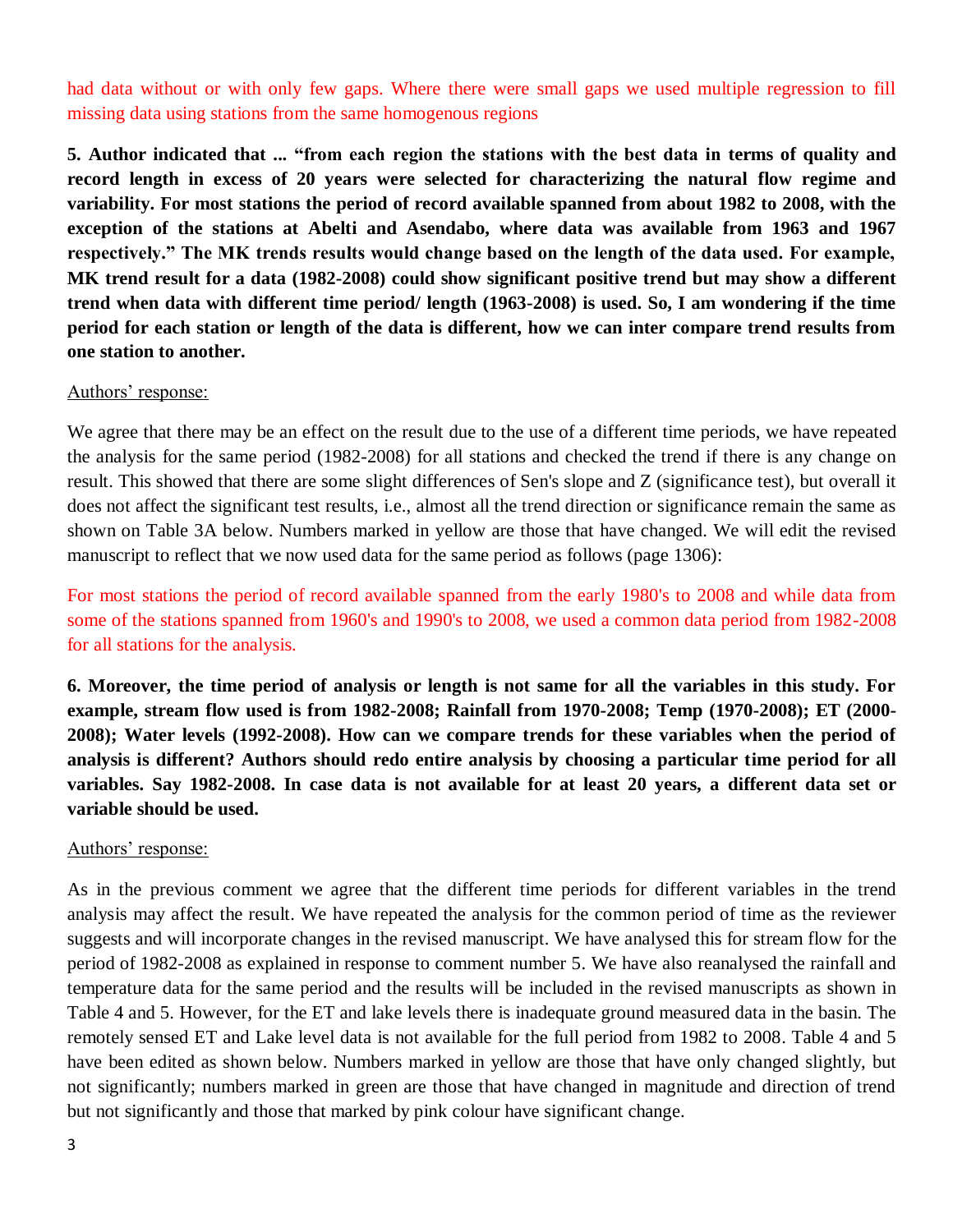had data without or with only few gaps. Where there were small gaps we used multiple regression to fill missing data using stations from the same homogenous regions

**5. Author indicated that ... "from each region the stations with the best data in terms of quality and record length in excess of 20 years were selected for characterizing the natural flow regime and variability. For most stations the period of record available spanned from about 1982 to 2008, with the exception of the stations at Abelti and Asendabo, where data was available from 1963 and 1967 respectively." The MK trends results would change based on the length of the data used. For example, MK trend result for a data (1982-2008) could show significant positive trend but may show a different trend when data with different time period/ length (1963-2008) is used. So, I am wondering if the time period for each station or length of the data is different, how we can inter compare trend results from one station to another.**

Authors' response:

We agree that there may be an effect on the result due to the use of a different time periods, we have repeated the analysis for the same period (1982-2008) for all stations and checked the trend if there is any change on result. This showed that there are some slight differences of Sen's slope and Z (significance test), but overall it does not affect the significant test results, i.e., almost all the trend direction or significance remain the same as shown on Table 3A below. Numbers marked in yellow are those that have changed. We will edit the revised manuscript to reflect that we now used data for the same period as follows (page 1306):

For most stations the period of record available spanned from the early 1980's to 2008 and while data from some of the stations spanned from 1960's and 1990's to 2008, we used a common data period from 1982-2008 for all stations for the analysis.

**6. Moreover, the time period of analysis or length is not same for all the variables in this study. For example, stream flow used is from 1982-2008; Rainfall from 1970-2008; Temp (1970-2008); ET (2000-2008); Water levels (1992-2008). How can we compare trends for these variables when the period of analysis is different? Authors should redo entire analysis by choosing a particular time period for all variables. Say 1982-2008. In case data is not available for at least 20 years, a different data set or variable should be used.**

Authors' response:

As in the previous comment we agree that the different time periods for different variables in the trend analysis may affect the result. We have repeated the analysis for the common period of time as the reviewer suggests and will incorporate changes in the revised manuscript. We have analysed this for stream flow for the period of 1982-2008 as explained in response to comment number 5. We have also reanalysed the rainfall and temperature data for the same period and the results will be included in the revised manuscripts as shown in Table 4 and 5. However, for the ET and lake levels there is inadequate ground measured data in the basin. The remotely sensed ET and Lake level data is not available for the full period from 1982 to 2008. Table 4 and 5 have been edited as shown below. Numbers marked in yellow are those that have only changed slightly, but not significantly; numbers marked in green are those that have changed in magnitude and direction of trend but not significantly and those that marked by pink colour have significant change.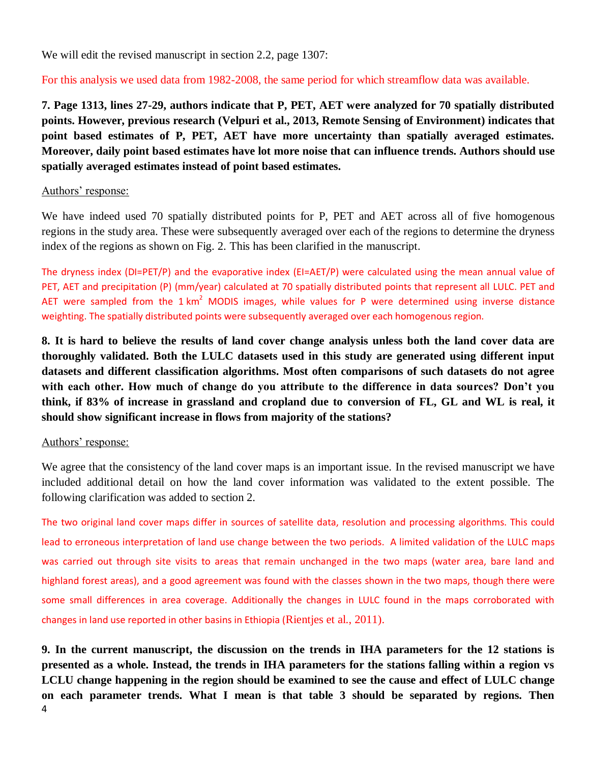We will edit the revised manuscript in section 2.2, page 1307:

For this analysis we used data from 1982-2008, the same period for which streamflow data was available.

**7. Page 1313, lines 27-29, authors indicate that P, PET, AET were analyzed for 70 spatially distributed points. However, previous research (Velpuri et al., 2013, Remote Sensing of Environment) indicates that point based estimates of P, PET, AET have more uncertainty than spatially averaged estimates. Moreover, daily point based estimates have lot more noise that can influence trends. Authors should use spatially averaged estimates instead of point based estimates.**

Authors' response:

We have indeed used 70 spatially distributed points for P, PET and AET across all of five homogenous regions in the study area. These were subsequently averaged over each of the regions to determine the dryness index of the regions as shown on Fig. 2. This has been clarified in the manuscript.

The dryness index (DI=PET/P) and the evaporative index (EI=AET/P) were calculated using the mean annual value of PET, AET and precipitation (P) (mm/year) calculated at 70 spatially distributed points that represent all LULC. PET and AET were sampled from the 1 $km^2$ MODIS images, while values for P were determined using inverse distance weighting. The spatially distributed points were subsequently averaged over each homogenous region.

**8. It is hard to believe the results of land cover change analysis unless both the land cover data are thoroughly validated. Both the LULC datasets used in this study are generated using different input datasets and different classification algorithms. Most often comparisons of such datasets do not agree with each other. How much of change do you attribute to the difference in data sources? Don't you think, if 83% of increase in grassland and cropland due to conversion of FL, GL and WL is real, it should show significant increase in flows from majority of the stations?**

Authors' response:

We agree that the consistency of the land cover maps is an important issue. In the revised manuscript we have included additional detail on how the land cover information was validated to the extent possible. The following clarification was added to section 2.

The two original land cover maps differ in sources of satellite data, resolution and processing algorithms. This could lead to erroneous interpretation of land use change between the two periods. A limited validation of the LULC maps was carried out through site visits to areas that remain unchanged in the two maps (water area, bare land and highland forest areas), and a good agreement was found with the classes shown in the two maps, though there were some small differences in area coverage. Additionally the changes in LULC found in the maps corroborated with changes in land use reported in other basins in Ethiopia (Rientjes et al., 2011).

**9. In the current manuscript, the discussion on the trends in IHA parameters for the 12 stations is presented as a whole. Instead, the trends in IHA parameters for the stations falling within a region vs LCLU change happening in the region should be examined to see the cause and effect of LULC change on each parameter trends. What I mean is that table 3 should be separated by regions. Then**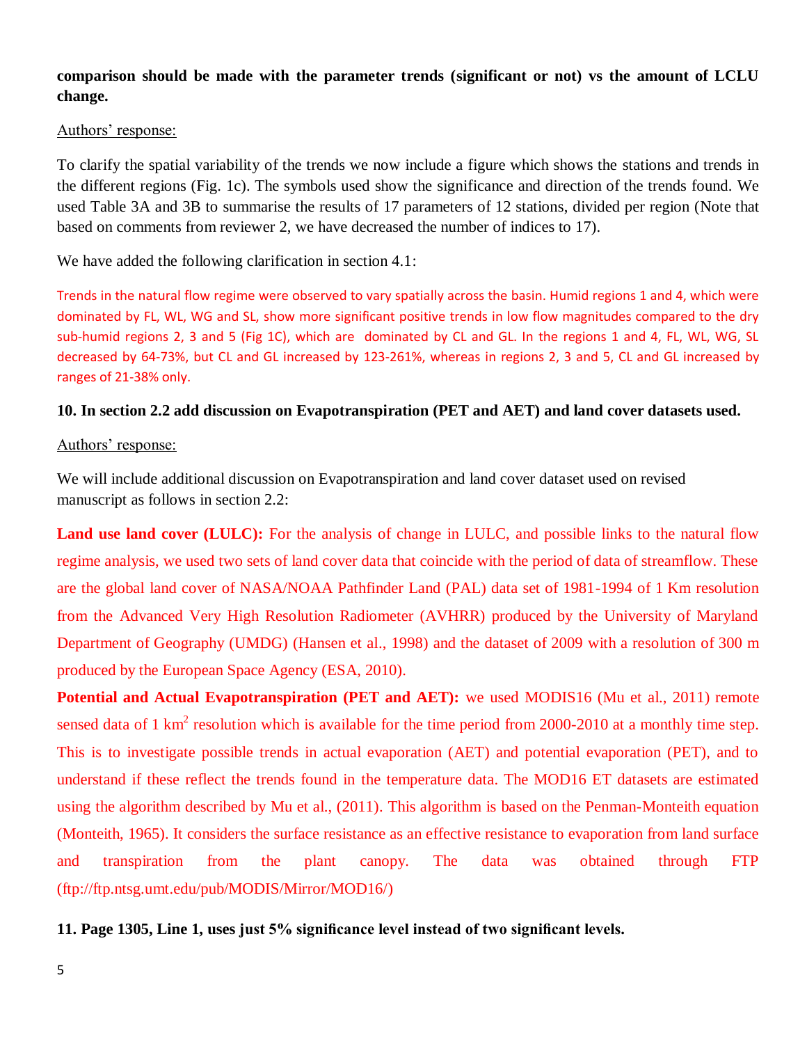**comparison should be made with the parameter trends (significant or not) vs the amount of LCLU change.**

Authors' response:

To clarify the spatial variability of the trends we now include a figure which shows the stations and trends in the different regions (Fig. 1c). The symbols used show the significance and direction of the trends found. We used Table 3A and 3B to summarise the results of 17 parameters of 12 stations, divided per region (Note that based on comments from reviewer 2, we have decreased the number of indices to 17).

We have added the following clarification in section 4.1:

Trends in the natural flow regime were observed to vary spatially across the basin. Humid regions 1 and 4, which were dominated by FL, WL, WG and SL, show more significant positive trends in low flow magnitudes compared to the dry sub-humid regions 2, 3 and 5 (Fig 1C), which are dominated by CL and GL. In the regions 1 and 4, FL, WL, WG, SL decreased by 64-73%, but CL and GL increased by 123-261%, whereas in regions 2, 3 and 5, CL and GL increased by ranges of 21-38% only.

**10. In section 2.2 add discussion on Evapotranspiration (PET and AET) and land cover datasets used.**

Authors' response:

We will include additional discussion on Evapotranspiration and land cover dataset used on revised manuscript as follows in section 2.2:

**Land use land cover (LULC):** For the analysis of change in LULC, and possible links to the natural flow regime analysis, we used two sets of land cover data that coincide with the period of data of streamflow. These are the global land cover of NASA/NOAA Pathfinder Land (PAL) data set of 1981-1994 of 1 Km resolution from the Advanced Very High Resolution Radiometer (AVHRR) produced by the University of Maryland Department of Geography (UMDG) (Hansen et al., 1998) and the dataset of 2009 with a resolution of 300 m produced by the European Space Agency (ESA, 2010).

**Potential and Actual Evapotranspiration (PET and AET):** we used MODIS16 (Mu et al., 2011) remote sensed data of 1 $km^2$ resolution which is available for the time period from 2000-2010 at a monthly time step. This is to investigate possible trends in actual evaporation (AET) and potential evaporation (PET), and to understand if these reflect the trends found in the temperature data. The MOD16 ET datasets are estimated using the algorithm described by Mu et al., (2011). This algorithm is based on the Penman-Monteith equation (Monteith, 1965). It considers the surface resistance as an effective resistance to evaporation from land surface and transpiration from the plant canopy. The data was obtained through FTP (ftp://ftp.ntsg.umt.edu/pub/MODIS/Mirror/MOD16/)

**11. Page 1305, Line 1, uses just 5% significance level instead of two significant levels.**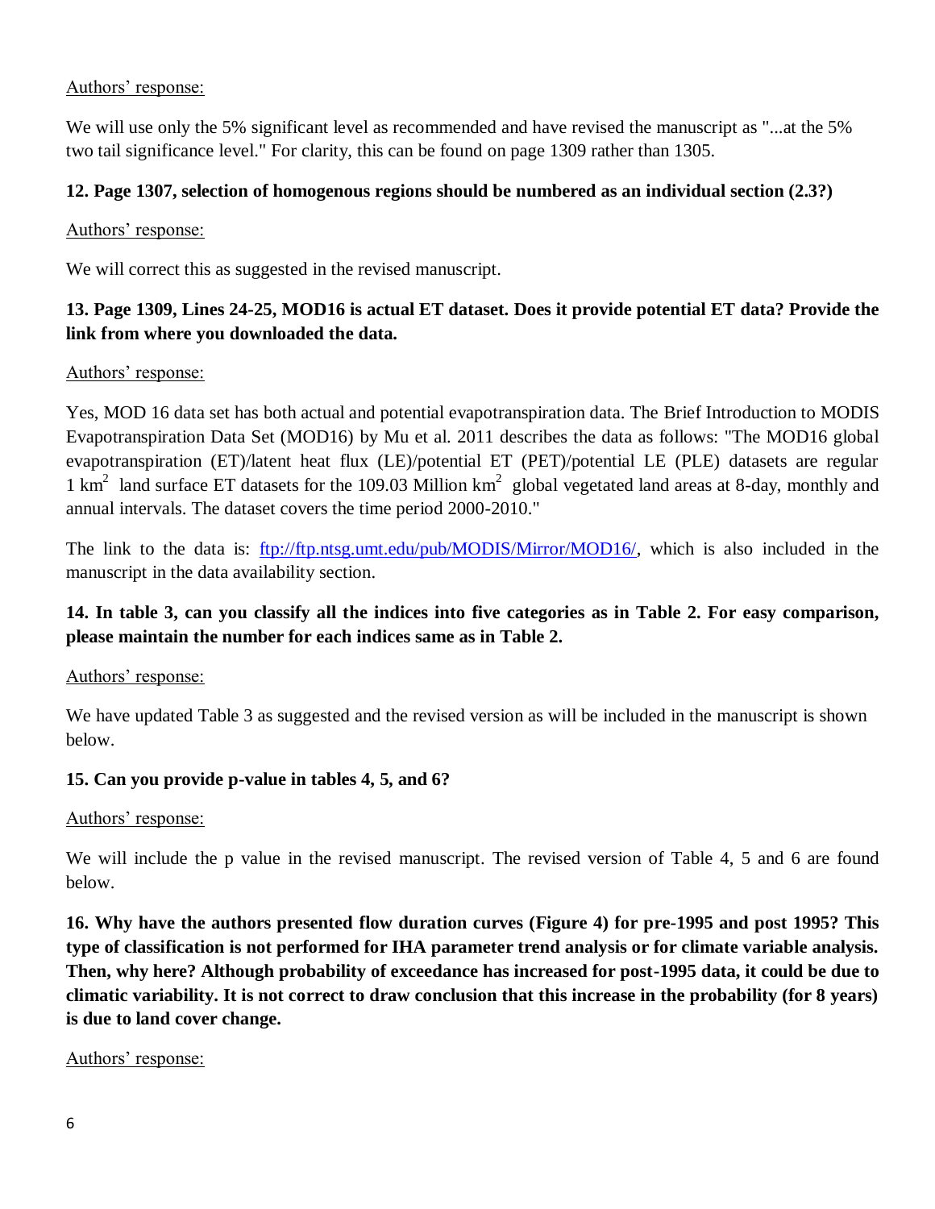Authors' response:

We will use only the 5% significant level as recommended and have revised the manuscript as "...at the 5% two tail significance level." For clarity, this can be found on page 1309 rather than 1305.

**12. Page 1307, selection of homogenous regions should be numbered as an individual section (2.3?)**

Authors' response:

We will correct this as suggested in the revised manuscript.

**13. Page 1309, Lines 24-25, MOD16 is actual ET dataset. Does it provide potential ET data? Provide the link from where you downloaded the data.**

Authors' response:

Yes, MOD 16 data set has both actual and potential evapotranspiration data. The Brief Introduction to MODIS Evapotranspiration Data Set (MOD16) by Mu et al. 2011 describes the data as follows: "The MOD16 global evapotranspiration (ET)/latent heat flux (LE)/potential ET (PET)/potential LE (PLE) datasets are regular 1 $km^2$ land surface ET datasets for the 109.03 Million $km^2$ global vegetated land areas at 8-day, monthly and annual intervals. The dataset covers the time period 2000-2010."

The link to the data is: ftp://ftp.ntsg.umt.edu/pub/MODIS/Mirror/MOD16/, which is also included in the manuscript in the data availability section.

**14. In table 3, can you classify all the indices into five categories as in Table 2. For easy comparison, please maintain the number for each indices same as in Table 2.**

Authors' response:

We have updated Table 3 as suggested and the revised version as will be included in the manuscript is shown below.

**15. Can you provide p-value in tables 4, 5, and 6?**

Authors' response:

We will include the p value in the revised manuscript. The revised version of Table 4, 5 and 6 are found below.

**16. Why have the authors presented flow duration curves (Figure 4) for pre-1995 and post 1995? This type of classification is not performed for IHA parameter trend analysis or for climate variable analysis. Then, why here? Although probability of exceedance has increased for post-1995 data, it could be due to climatic variability. It is not correct to draw conclusion that this increase in the probability (for 8 years) is due to land cover change.**

Authors' response: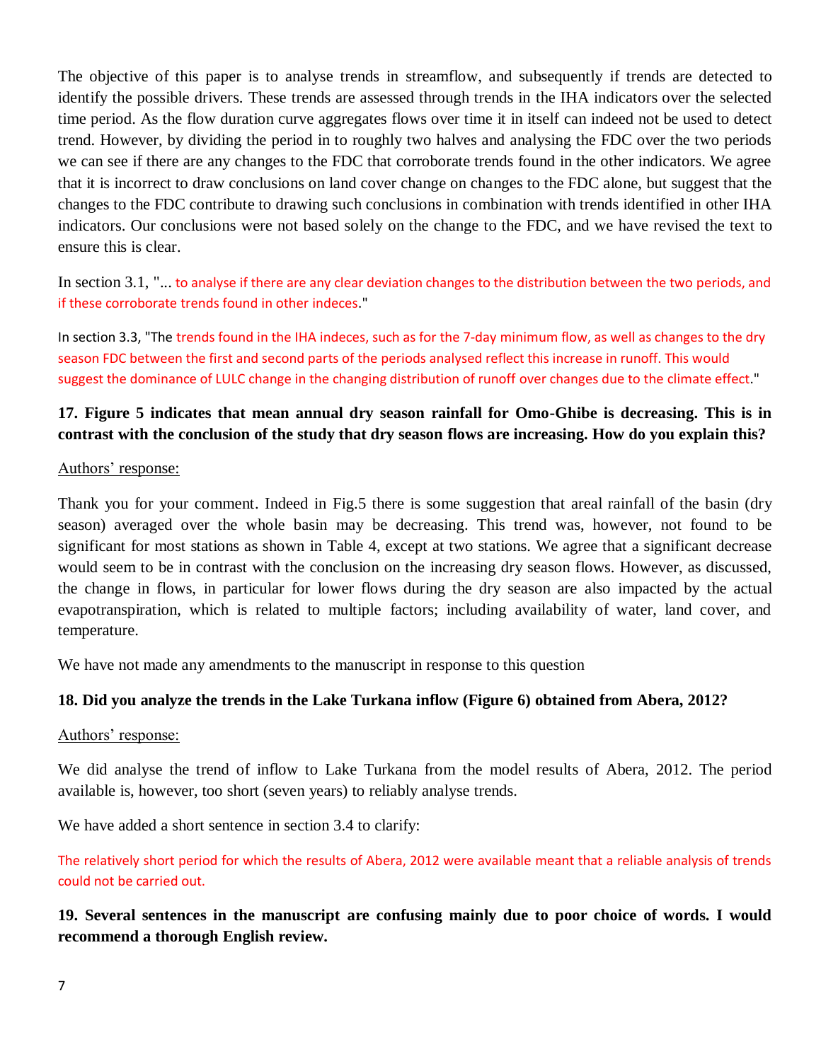The objective of this paper is to analyse trends in streamflow, and subsequently if trends are detected to identify the possible drivers. These trends are assessed through trends in the IHA indicators over the selected time period. As the flow duration curve aggregates flows over time it in itself can indeed not be used to detect trend. However, by dividing the period in to roughly two halves and analysing the FDC over the two periods we can see if there are any changes to the FDC that corroborate trends found in the other indicators. We agree that it is incorrect to draw conclusions on land cover change on changes to the FDC alone, but suggest that the changes to the FDC contribute to drawing such conclusions in combination with trends identified in other IHA indicators. Our conclusions were not based solely on the change to the FDC, and we have revised the text to ensure this is clear.

In section 3.1, "... to analyse if there are any clear deviation changes to the distribution between the two periods, and if these corroborate trends found in other indeces."

In section 3.3, "The trends found in the IHA indeces, such as for the 7-day minimum flow, as well as changes to the dry season FDC between the first and second parts of the periods analysed reflect this increase in runoff. This would suggest the dominance of LULC change in the changing distribution of runoff over changes due to the climate effect."

**17. Figure 5 indicates that mean annual dry season rainfall for Omo-Ghibe is decreasing. This is in contrast with the conclusion of the study that dry season flows are increasing. How do you explain this?**

Authors' response:

Thank you for your comment. Indeed in Fig.5 there is some suggestion that areal rainfall of the basin (dry season) averaged over the whole basin may be decreasing. This trend was, however, not found to be significant for most stations as shown in Table 4, except at two stations. We agree that a significant decrease would seem to be in contrast with the conclusion on the increasing dry season flows. However, as discussed, the change in flows, in particular for lower flows during the dry season are also impacted by the actual evapotranspiration, which is related to multiple factors; including availability of water, land cover, and temperature.

We have not made any amendments to the manuscript in response to this question

**18. Did you analyze the trends in the Lake Turkana inflow (Figure 6) obtained from Abera, 2012?**

Authors' response:

We did analyse the trend of inflow to Lake Turkana from the model results of Abera, 2012. The period available is, however, too short (seven years) to reliably analyse trends.

We have added a short sentence in section 3.4 to clarify:

The relatively short period for which the results of Abera, 2012 were available meant that a reliable analysis of trends could not be carried out.

**19. Several sentences in the manuscript are confusing mainly due to poor choice of words. I would recommend a thorough English review.**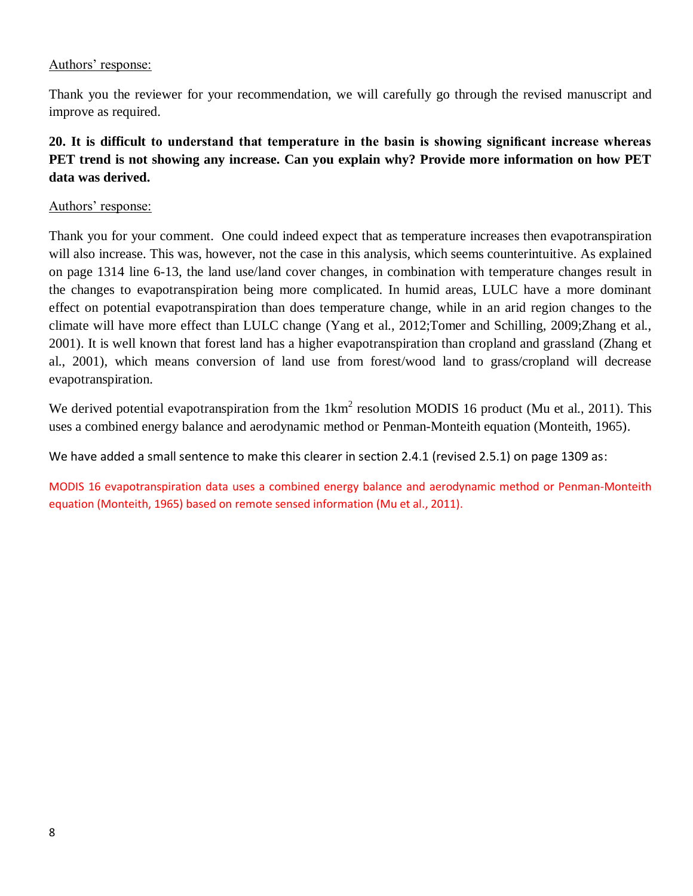<u>Authors' response:</u>

Thank you the reviewer for your recommendation, we will carefully go through the revised manuscript and improve as required.

**20. It is difficult to understand that temperature in the basin is showing significant increase whereas PET trend is not showing any increase. Can you explain why? Provide more information on how PET data was derived.**

<u>Authors' response:</u>

Thank you for your comment. One could indeed expect that as temperature increases then evapotranspiration will also increase. This was, however, not the case in this analysis, which seems counterintuitive. As explained on page 1314 line 6-13, the land use/land cover changes, in combination with temperature changes result in the changes to evapotranspiration being more complicated. In humid areas, LULC have a more dominant effect on potential evapotranspiration than does temperature change, while in an arid region changes to the climate will have more effect than LULC change (Yang et al., 2012;Tomer and Schilling, 2009;Zhang et al., 2001). It is well known that forest land has a higher evapotranspiration than cropland and grassland (Zhang et al., 2001), which means conversion of land use from forest/wood land to grass/cropland will decrease evapotranspiration.

We derived potential evapotranspiration from the $1km^2$ resolution MODIS 16 product (Mu et al., 2011). This uses a combined energy balance and aerodynamic method or Penman-Monteith equation (Monteith, 1965).

We have added a small sentence to make this clearer in section 2.4.1 (revised 2.5.1) on page 1309 as:

MODIS 16 evapotranspiration data uses a combined energy balance and aerodynamic method or Penman-Monteith equation (Monteith, 1965) based on remote sensed information (Mu et al., 2011).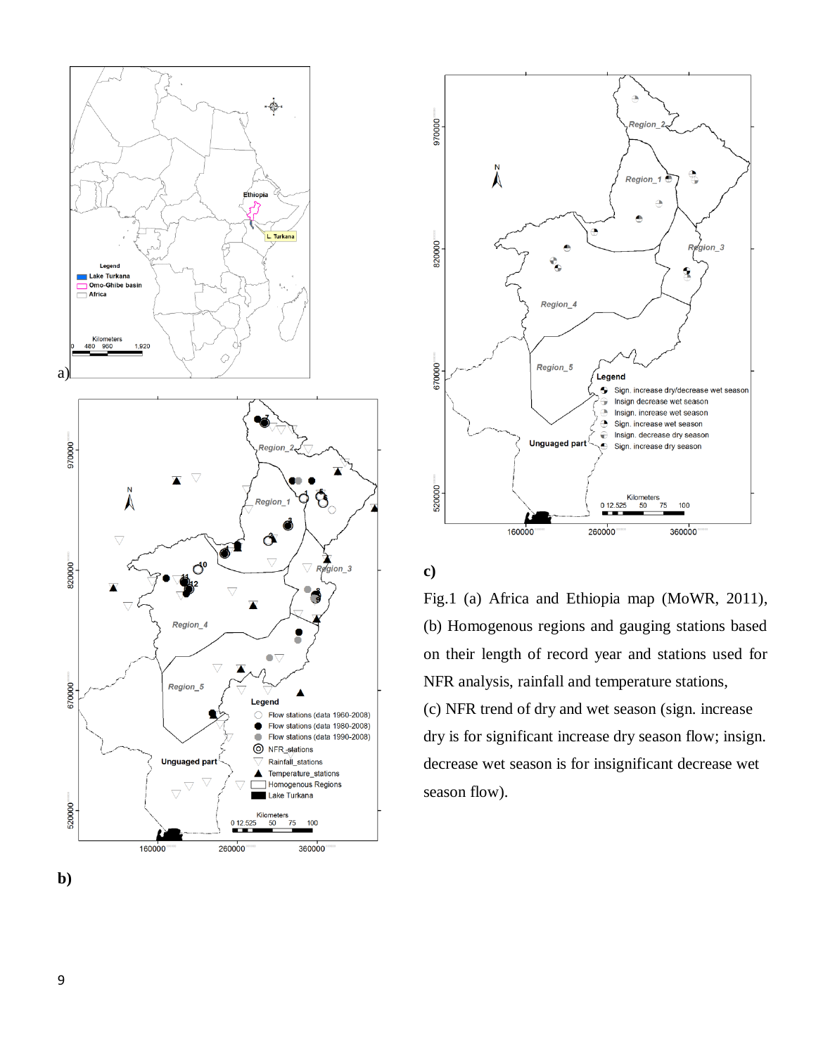a)

b)

c)

Fig.1 (a) Africa and Ethiopia map (MoWR, 2011), (b) Homogenous regions and gauging stations based on their length of record year and stations used for NFR analysis, rainfall and temperature stations,

(c) NFR trend of dry and wet season (sign. increase dry is for significant increase dry season flow; insign. decrease wet season is for insignificant decrease wet season flow).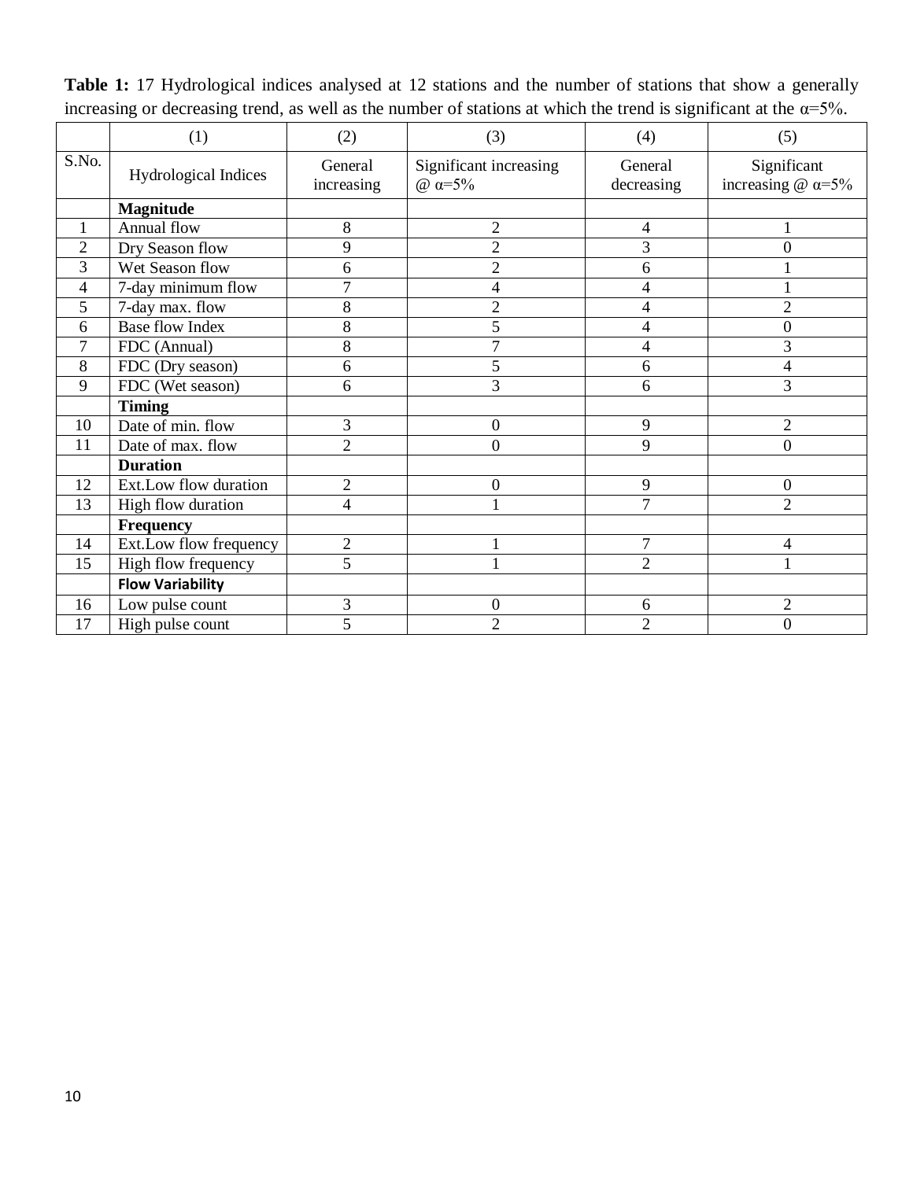**Table 1:** 17 Hydrological indices analysed at 12 stations and the number of stations that show a generally increasing or decreasing trend, as well as the number of stations at which the trend is significant at the α=5%.

| | (1) | (2) | (3) | (4) | (5) |
|---|---|---|---|---|---|
| S.No. | Hydrological Indices | General increasing | Significant increasing @ α=5% | General decreasing | Significant increasing @ α=5% |
| | **Magnitude** | | | | |
| 1 | Annual flow | 8 | 2 | 4 | 1 |
| 2 | Dry Season flow | 9 | 2 | 3 | 0 |
| 3 | Wet Season flow | 6 | 2 | 6 | 1 |
| 4 | 7-day minimum flow | 7 | 4 | 4 | 1 |
| 5 | 7-day max. flow | 8 | 2 | 4 | 2 |
| 6 | Base flow Index | 8 | 5 | 4 | 0 |
| 7 | FDC (Annual) | 8 | 7 | 4 | 3 |
| 8 | FDC (Dry season) | 6 | 5 | 6 | 4 |
| 9 | FDC (Wet season) | 6 | 3 | 6 | 3 |
| | **Timing** | | | | |
| 10 | Date of min. flow | 3 | 0 | 9 | 2 |
| 11 | Date of max. flow | 2 | 0 | 9 | 0 |
| | **Duration** | | | | |
| 12 | Ext.Low flow duration | 2 | 0 | 9 | 0 |
| 13 | High flow duration | 4 | 1 | 7 | 2 |
| | **Frequency** | | | | |
| 14 | Ext.Low flow frequency | 2 | 1 | 7 | 4 |
| 15 | High flow frequency | 5 | 1 | 2 | 1 |
| | **Flow Variability** | | | | |
| 16 | Low pulse count | 3 | 0 | 6 | 2 |
| 17 | High pulse count | 5 | 2 | 2 | 0 |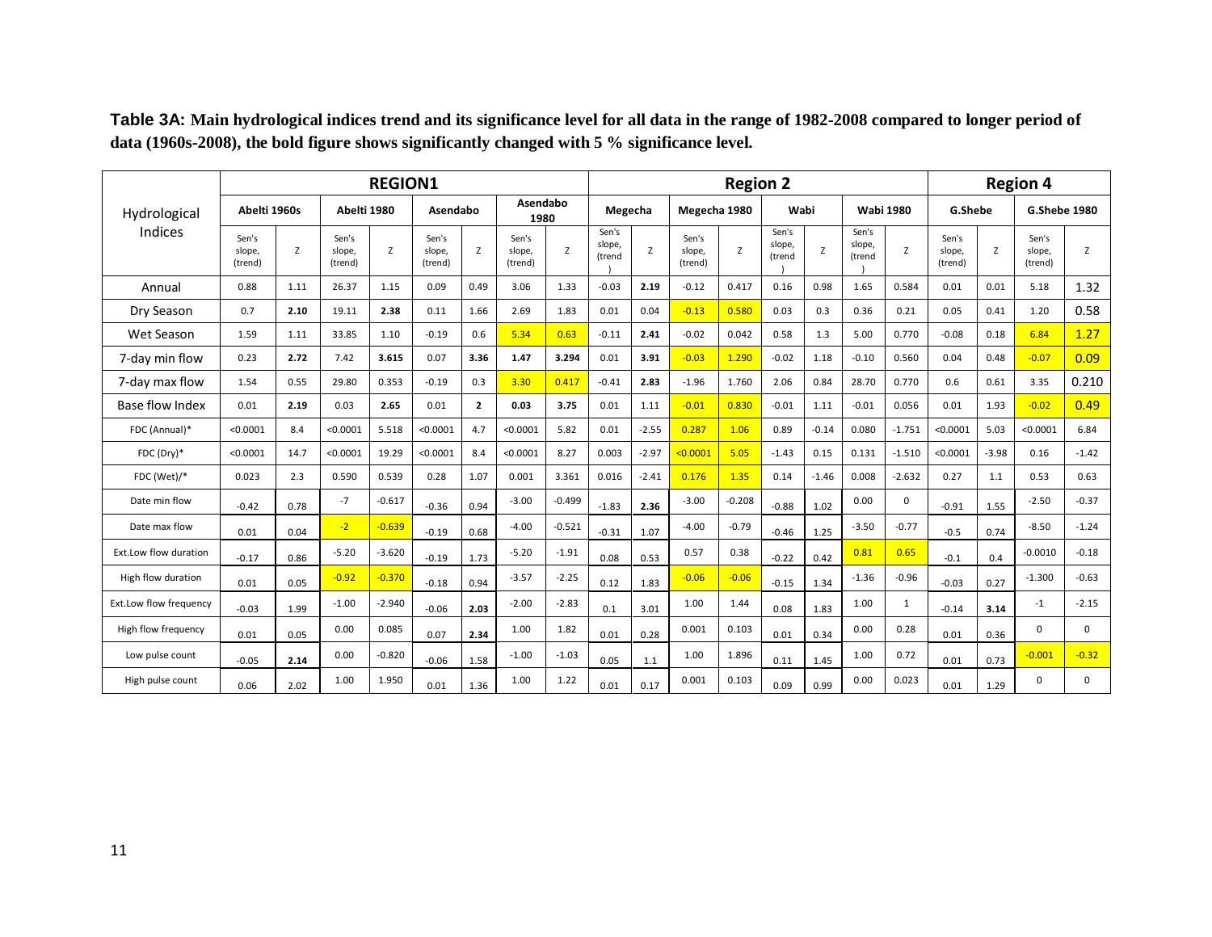**Table 3A: Main hydrological indices trend and its significance level for all data in the range of 1982-2008 compared to longer period of data (1960s-2008), the bold figure shows significantly changed with 5 % significance level.**

| Hydrological Indices | REGION1 | | | | | | | | Region 2 | | | | | | | | Region 4 | | | |
|---|---|---|---|---|---|---|---|---|---|---|---|---|---|---|---|---|---|---|---|---|
| | Abelti 1960s | | Abelti 1980 | | Asendabo | | Asendabo 1980 | | Megecha | | Megecha 1980 | | Wabi | | Wabi 1980 | | G.Shebe | | G.Shebe 1980 | |
| | Sen's slope, (trend) | Z | Sen's slope, (trend) | Z | Sen's slope, (trend) | Z | Sen's slope, (trend) | Z | Sen's slope, (trend) | Z | Sen's slope, (trend) | Z | Sen's slope, (trend) | Z | Sen's slope, (trend) | Z | Sen's slope, (trend) | Z | Sen's slope, (trend) | Z |
| Annual | 0.88 | 1.11 | 26.37 | 1.15 | 0.09 | 0.49 | 3.06 | 1.33 | -0.03 | **2.19** | -0.12 | 0.417 | 0.16 | 0.98 | 1.65 | 0.584 | 0.01 | 0.01 | 5.18 | 1.32 |
| Dry Season | 0.7 | **2.10** | 19.11 | **2.38** | 0.11 | 1.66 | 2.69 | 1.83 | 0.01 | 0.04 | -0.13 | 0.580 | 0.03 | 0.3 | 0.36 | 0.21 | 0.05 | 0.41 | 1.20 | 0.58 |
| Wet Season | 1.59 | 1.11 | 33.85 | 1.10 | -0.19 | 0.6 | 5.34 | 0.63 | -0.11 | **2.41** | -0.02 | 0.042 | 0.58 | 1.3 | 5.00 | 0.770 | -0.08 | 0.18 | 6.84 | 1.27 |
| 7-day min flow | 0.23 | **2.72** | 7.42 | **3.615** | 0.07 | **3.36** | **1.47** | **3.294** | 0.01 | **3.91** | -0.03 | 1.290 | -0.02 | 1.18 | -0.10 | 0.560 | 0.04 | 0.48 | -0.07 | 0.09 |
| 7-day max flow | 1.54 | 0.55 | 29.80 | 0.353 | -0.19 | 0.3 | 3.30 | 0.417 | -0.41 | **2.83** | -1.96 | 1.760 | 2.06 | 0.84 | 28.70 | 0.770 | 0.6 | 0.61 | 3.35 | 0.210 |
| Base flow Index | 0.01 | **2.19** | 0.03 | **2.65** | 0.01 | **2** | **0.03** | **3.75** | 0.01 | 1.11 | -0.01 | 0.830 | -0.01 | 1.11 | -0.01 | 0.056 | 0.01 | 1.93 | -0.02 | 0.49 |
| FDC (Annual)* | <0.0001 | 8.4 | <0.0001 | 5.518 | <0.0001 | 4.7 | <0.0001 | 5.82 | 0.01 | -2.55 | 0.287 | 1.06 | 0.89 | -0.14 | 0.080 | -1.751 | <0.0001 | 5.03 | <0.0001 | 6.84 |
| FDC (Dry)* | <0.0001 | 14.7 | <0.0001 | 19.29 | <0.0001 | 8.4 | <0.0001 | 8.27 | 0.003 | -2.97 | <0.0001 | 5.05 | -1.43 | 0.15 | 0.131 | -1.510 | <0.0001 | -3.98 | 0.16 | -1.42 |
| FDC (Wet)/* | 0.023 | 2.3 | 0.590 | 0.539 | 0.28 | 1.07 | 0.001 | 3.361 | 0.016 | -2.41 | 0.176 | 1.35 | 0.14 | -1.46 | 0.008 | -2.632 | 0.27 | 1.1 | 0.53 | 0.63 |
| Date min flow | -0.42 | 0.78 | -7 | -0.617 | -0.36 | 0.94 | -3.00 | -0.499 | -1.83 | **2.36** | -3.00 | -0.208 | -0.88 | 1.02 | 0.00 | 0 | -0.91 | 1.55 | -2.50 | -0.37 |
| Date max flow | 0.01 | 0.04 | -2 | -0.639 | -0.19 | 0.68 | -4.00 | -0.521 | -0.31 | 1.07 | -4.00 | -0.79 | -0.46 | 1.25 | -3.50 | -0.77 | -0.5 | 0.74 | -8.50 | -1.24 |
| Ext.Low flow duration | -0.17 | 0.86 | -5.20 | -3.620 | -0.19 | 1.73 | -5.20 | -1.91 | 0.08 | 0.53 | 0.57 | 0.38 | -0.22 | 0.42 | 0.81 | 0.65 | -0.1 | 0.4 | -0.0010 | -0.18 |
| High flow duration | 0.01 | 0.05 | -0.92 | -0.370 | -0.18 | 0.94 | -3.57 | -2.25 | 0.12 | 1.83 | -0.06 | -0.06 | -0.15 | 1.34 | -1.36 | -0.96 | -0.03 | 0.27 | -1.300 | -0.63 |
| Ext.Low flow frequency | -0.03 | 1.99 | -1.00 | -2.940 | -0.06 | **2.03** | -2.00 | -2.83 | 0.1 | 3.01 | 1.00 | 1.44 | 0.08 | 1.83 | 1.00 | 1 | -0.14 | **3.14** | -1 | -2.15 |
| High flow frequency | 0.01 | 0.05 | 0.00 | 0.085 | 0.07 | **2.34** | 1.00 | 1.82 | 0.01 | 0.28 | 0.001 | 0.103 | 0.01 | 0.34 | 0.00 | 0.28 | 0.01 | 0.36 | 0 | 0 |
| Low pulse count | -0.05 | **2.14** | 0.00 | -0.820 | -0.06 | 1.58 | -1.00 | -1.03 | 0.05 | 1.1 | 1.00 | 1.896 | 0.11 | 1.45 | 1.00 | 0.72 | 0.01 | 0.73 | -0.001 | -0.32 |
| High pulse count | 0.06 | 2.02 | 1.00 | 1.950 | 0.01 | 1.36 | 1.00 | 1.22 | 0.01 | 0.17 | 0.001 | 0.103 | 0.09 | 0.99 | 0.00 | 0.023 | 0.01 | 1.29 | 0 | 0 |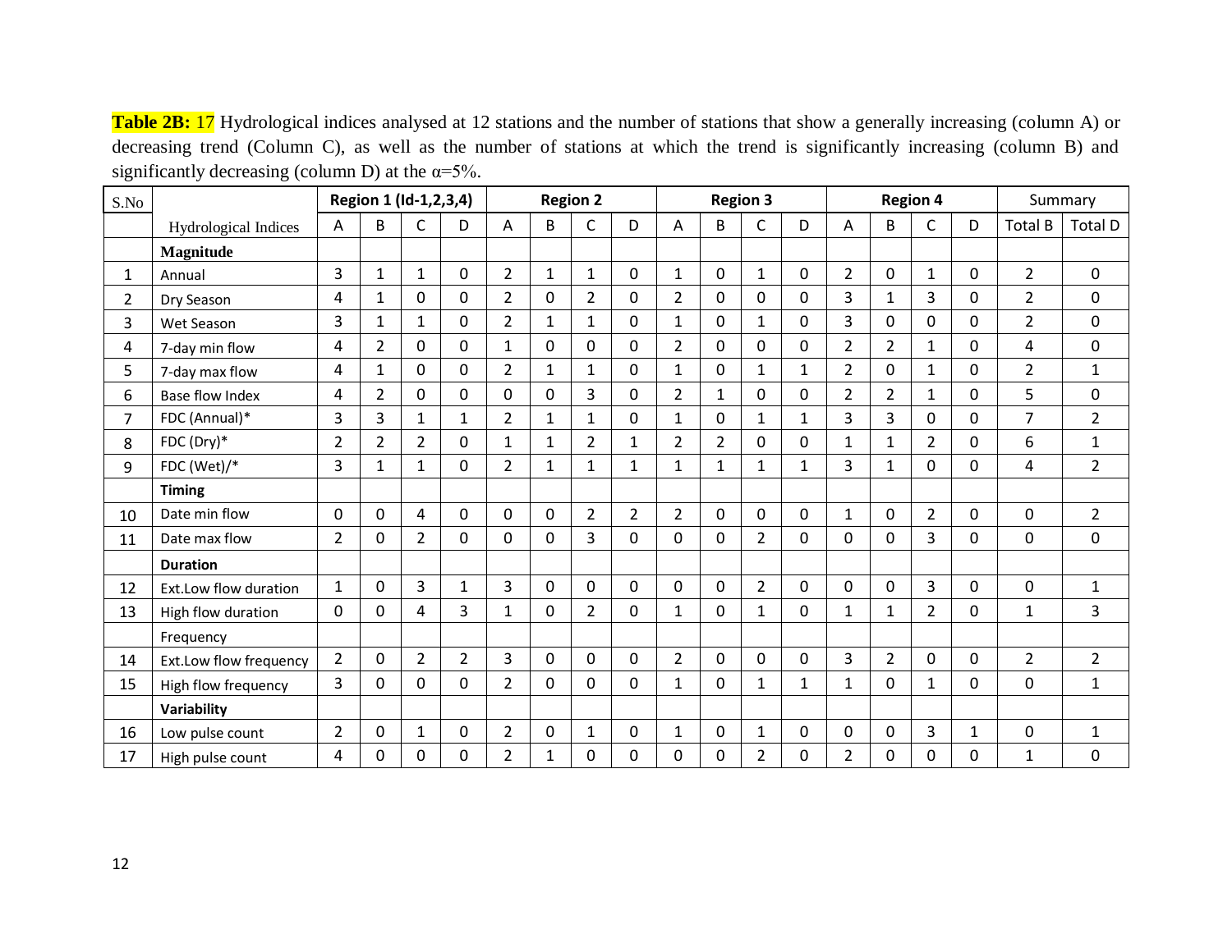**Table 2B:** 17 Hydrological indices analysed at 12 stations and the number of stations that show a generally increasing (column A) or decreasing trend (Column C), as well as the number of stations at which the trend is significantly increasing (column B) and significantly decreasing (column D) at the α=5%.

| S.No | | Region 1 (Id-1,2,3,4) | | | | Region 2 | | | | Region 3 | | | | Region 4 | | | | Summary | |
|---|---|---|---|---|---|---|---|---|---|---|---|---|---|---|---|---|---|---|---|
| | Hydrological Indices | A | B | C | D | A | B | C | D | A | B | C | D | A | B | C | D | Total B | Total D |
| | **Magnitude** | | | | | | | | | | | | | | | | | | |
| 1 | Annual | 3 | 1 | 1 | 0 | 2 | 1 | 1 | 0 | 1 | 0 | 1 | 0 | 2 | 0 | 1 | 0 | 2 | 0 |
| 2 | Dry Season | 4 | 1 | 0 | 0 | 2 | 0 | 2 | 0 | 2 | 0 | 0 | 0 | 3 | 1 | 3 | 0 | 2 | 0 |
| 3 | Wet Season | 3 | 1 | 1 | 0 | 2 | 1 | 1 | 0 | 1 | 0 | 1 | 0 | 3 | 0 | 0 | 0 | 2 | 0 |
| 4 | 7-day min flow | 4 | 2 | 0 | 0 | 1 | 0 | 0 | 0 | 2 | 0 | 0 | 0 | 2 | 2 | 1 | 0 | 4 | 0 |
| 5 | 7-day max flow | 4 | 1 | 0 | 0 | 2 | 1 | 1 | 0 | 1 | 0 | 1 | 1 | 2 | 0 | 1 | 0 | 2 | 1 |
| 6 | Base flow Index | 4 | 2 | 0 | 0 | 0 | 0 | 3 | 0 | 2 | 1 | 0 | 0 | 2 | 2 | 1 | 0 | 5 | 0 |
| 7 | FDC (Annual)* | 3 | 3 | 1 | 1 | 2 | 1 | 1 | 0 | 1 | 0 | 1 | 1 | 3 | 3 | 0 | 0 | 7 | 2 |
| 8 | FDC (Dry)* | 2 | 2 | 2 | 0 | 1 | 1 | 2 | 1 | 2 | 2 | 0 | 0 | 1 | 1 | 2 | 0 | 6 | 1 |
| 9 | FDC (Wet)/* | 3 | 1 | 1 | 0 | 2 | 1 | 1 | 1 | 1 | 1 | 1 | 1 | 3 | 1 | 0 | 0 | 4 | 2 |
| | **Timing** | | | | | | | | | | | | | | | | | | |
| 10 | Date min flow | 0 | 0 | 4 | 0 | 0 | 0 | 2 | 2 | 2 | 0 | 0 | 0 | 1 | 0 | 2 | 0 | 0 | 2 |
| 11 | Date max flow | 2 | 0 | 2 | 0 | 0 | 0 | 3 | 0 | 0 | 0 | 2 | 0 | 0 | 0 | 3 | 0 | 0 | 0 |
| | **Duration** | | | | | | | | | | | | | | | | | | |
| 12 | Ext.Low flow duration | 1 | 0 | 3 | 1 | 3 | 0 | 0 | 0 | 0 | 0 | 2 | 0 | 0 | 0 | 3 | 0 | 0 | 1 |
| 13 | High flow duration | 0 | 0 | 4 | 3 | 1 | 0 | 2 | 0 | 1 | 0 | 1 | 0 | 1 | 1 | 2 | 0 | 1 | 3 |
| | Frequency | | | | | | | | | | | | | | | | | | |
| 14 | Ext.Low flow frequency | 2 | 0 | 2 | 2 | 3 | 0 | 0 | 0 | 2 | 0 | 0 | 0 | 3 | 2 | 0 | 0 | 2 | 2 |
| 15 | High flow frequency | 3 | 0 | 0 | 0 | 2 | 0 | 0 | 0 | 1 | 0 | 1 | 1 | 1 | 0 | 1 | 0 | 0 | 1 |
| | **Variability** | | | | | | | | | | | | | | | | | | |
| 16 | Low pulse count | 2 | 0 | 1 | 0 | 2 | 0 | 1 | 0 | 1 | 0 | 1 | 0 | 0 | 0 | 3 | 1 | 0 | 1 |
| 17 | High pulse count | 4 | 0 | 0 | 0 | 2 | 1 | 0 | 0 | 0 | 0 | 2 | 0 | 2 | 0 | 0 | 0 | 1 | 0 |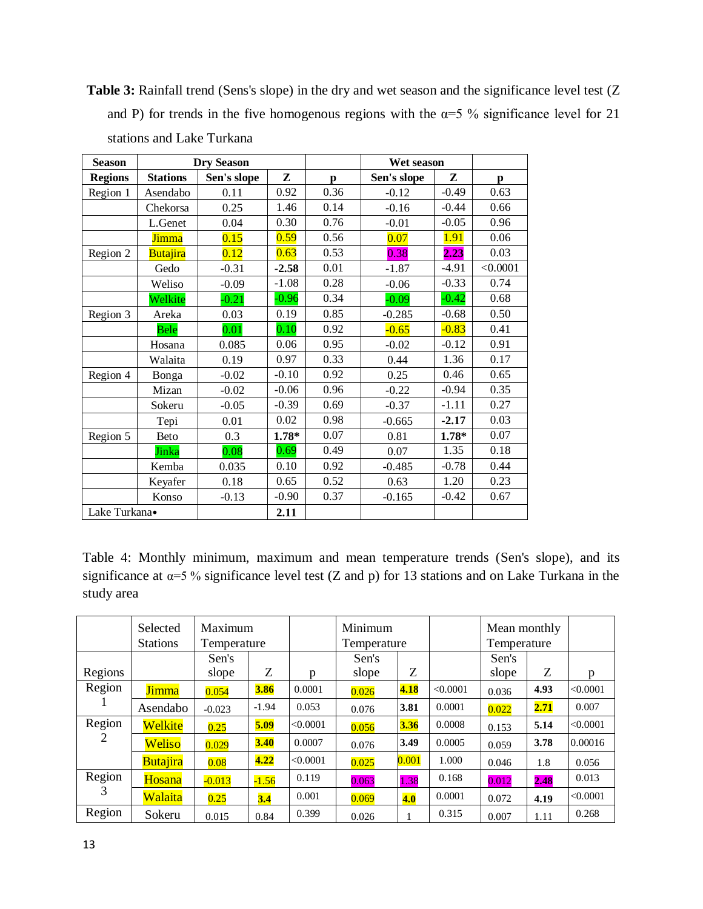**Table 3:** Rainfall trend (Sens's slope) in the dry and wet season and the significance level test (Z and P) for trends in the five homogenous regions with the α=5 % significance level for 21 stations and Lake Turkana

| Season | Dry Season | | | | Wet season | | |
|---|---|---|---|---|---|---|---|
| **Regions** | **Stations** | **Sen's slope** | **Z** | **p** | **Sen's slope** | **Z** | **p** |
| Region 1 | Asendabo | 0.11 | 0.92 | 0.36 | -0.12 | -0.49 | 0.63 |
| | Chekorsa | 0.25 | 1.46 | 0.14 | -0.16 | -0.44 | 0.66 |
| | L.Genet | 0.04 | 0.30 | 0.76 | -0.01 | -0.05 | 0.96 |
| | Jimma | 0.15 | 0.59 | 0.56 | 0.07 | 1.91 | 0.06 |
| Region 2 | Butajira | 0.12 | 0.63 | 0.53 | 0.38 | **2.23** | 0.03 |
| | Gedo | -0.31 | **-2.58** | 0.01 | -1.87 | -4.91 | <0.0001 |
| | Weliso | -0.09 | -1.08 | 0.28 | -0.06 | -0.33 | 0.74 |
| | Welkite | -0.21 | -0.96 | 0.34 | -0.09 | -0.42 | 0.68 |
| Region 3 | Areka | 0.03 | 0.19 | 0.85 | -0.285 | -0.68 | 0.50 |
| | Bele | 0.01 | 0.10 | 0.92 | -0.65 | -0.83 | 0.41 |
| | Hosana | 0.085 | 0.06 | 0.95 | -0.02 | -0.12 | 0.91 |
| | Walaita | 0.19 | 0.97 | 0.33 | 0.44 | 1.36 | 0.17 |
| Region 4 | Bonga | -0.02 | -0.10 | 0.92 | 0.25 | 0.46 | 0.65 |
| | Mizan | -0.02 | -0.06 | 0.96 | -0.22 | -0.94 | 0.35 |
| | Sokeru | -0.05 | -0.39 | 0.69 | -0.37 | -1.11 | 0.27 |
| | Tepi | 0.01 | 0.02 | 0.98 | -0.665 | **-2.17** | 0.03 |
| Region 5 | Beto | 0.3 | **1.78*** | 0.07 | 0.81 | **1.78*** | 0.07 |
| | Jinka | 0.08 | 0.69 | 0.49 | 0.07 | 1.35 | 0.18 |
| | Kemba | 0.035 | 0.10 | 0.92 | -0.485 | -0.78 | 0.44 |
| | Keyafer | 0.18 | 0.65 | 0.52 | 0.63 | 1.20 | 0.23 |
| | Konso | -0.13 | -0.90 | 0.37 | -0.165 | -0.42 | 0.67 |
| Lake Turkana• | | | **2.11** | | | | |

Table 4: Monthly minimum, maximum and mean temperature trends (Sen's slope), and its significance at α=5 % significance level test (Z and p) for 13 stations and on Lake Turkana in the study area

| | Selected Stations | Maximum Temperature | | | Minimum Temperature | | | Mean monthly Temperature | | |
|---|---|---|---|---|---|---|---|---|---|---|
| Regions | | Sen's slope | Z | p | Sen's slope | Z | | Sen's slope | Z | p |
| Region 1 | Jimma | 0.054 | **3.86** | 0.0001 | 0.026 | **4.18** | <0.0001 | 0.036 | **4.93** | <0.0001 |
| | Asendabo | -0.023 | -1.94 | 0.053 | 0.076 | **3.81** | 0.0001 | 0.022 | **2.71** | 0.007 |
| Region 2 | Welkite | 0.25 | **5.09** | <0.0001 | 0.056 | **3.36** | 0.0008 | 0.153 | **5.14** | <0.0001 |
| | Weliso | 0.029 | **3.40** | 0.0007 | 0.076 | **3.49** | 0.0005 | 0.059 | **3.78** | 0.00016 |
| | Butajira | 0.08 | **4.22** | <0.0001 | 0.025 | 0.001 | 1.000 | 0.046 | 1.8 | 0.056 |
| Region 3 | Hosana | -0.013 | -1.56 | 0.119 | 0.063 | 1.38 | 0.168 | 0.012 | **2.48** | 0.013 |
| | Walaita | 0.25 | **3.4** | 0.001 | 0.069 | **4.0** | 0.0001 | 0.072 | **4.19** | <0.0001 |
| Region | Sokeru | 0.015 | 0.84 | 0.399 | 0.026 | 1 | 0.315 | 0.007 | 1.11 | 0.268 |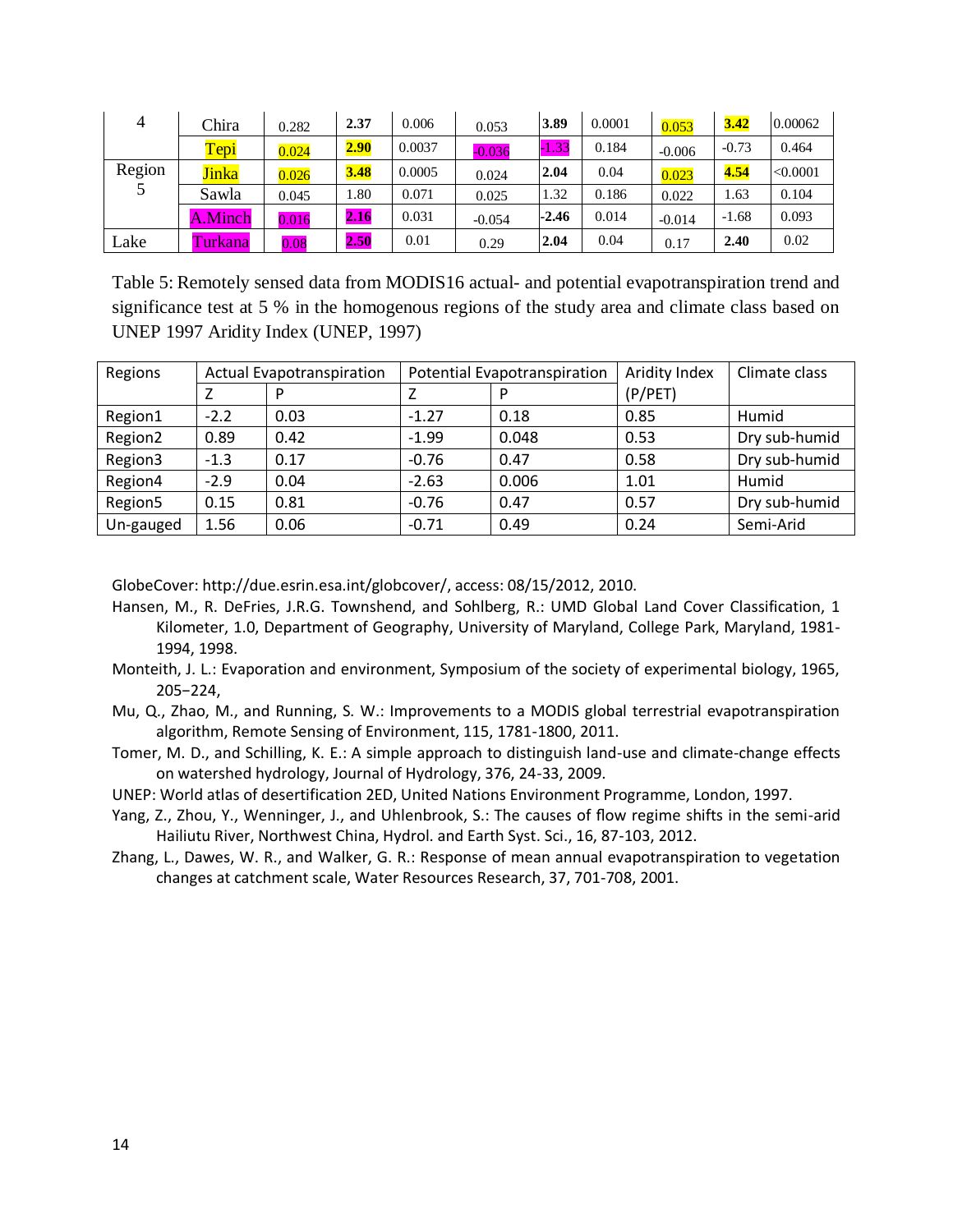| | | | | | | | | | | |
|---|---|---|---|---|---|---|---|---|---|---|
| 4 | Chira | 0.282 | **2.37** | 0.006 | 0.053 | **3.89** | 0.0001 | 0.053 | **3.42** | 0.00062 |
| | Tepi | 0.024 | **2.90** | 0.0037 | -0.036 | -1.33 | 0.184 | -0.006 | -0.73 | 0.464 |
| Region 5 | Jinka | 0.026 | **3.48** | 0.0005 | 0.024 | **2.04** | 0.04 | 0.023 | **4.54** | <0.0001 |
| | Sawla | 0.045 | 1.80 | 0.071 | 0.025 | 1.32 | 0.186 | 0.022 | 1.63 | 0.104 |
| | A.Minch | 0.016 | **2.16** | 0.031 | -0.054 | **-2.46** | 0.014 | -0.014 | -1.68 | 0.093 |
| Lake | Turkana | 0.08 | **2.50** | 0.01 | 0.29 | **2.04** | 0.04 | 0.17 | **2.40** | 0.02 |

Table 5: Remotely sensed data from MODIS16 actual- and potential evapotranspiration trend and significance test at 5 % in the homogenous regions of the study area and climate class based on UNEP 1997 Aridity Index (UNEP, 1997)

| Regions | Actual Evapotranspiration | | Potential Evapotranspiration | | Aridity Index | Climate class |
|---|---|---|---|---|---|---|
| | Z | P | Z | P | (P/PET) | |
| Region1 | -2.2 | 0.03 | -1.27 | 0.18 | 0.85 | Humid |
| Region2 | 0.89 | 0.42 | -1.99 | 0.048 | 0.53 | Dry sub-humid |
| Region3 | -1.3 | 0.17 | -0.76 | 0.47 | 0.58 | Dry sub-humid |
| Region4 | -2.9 | 0.04 | -2.63 | 0.006 | 1.01 | Humid |
| Region5 | 0.15 | 0.81 | -0.76 | 0.47 | 0.57 | Dry sub-humid |
| Un-gauged | 1.56 | 0.06 | -0.71 | 0.49 | 0.24 | Semi-Arid |

GlobeCover: http://due.esrin.esa.int/globcover/, access: 08/15/2012, 2010.

Hansen, M., R. DeFries, J.R.G. Townshend, and Sohlberg, R.: UMD Global Land Cover Classification, 1 Kilometer, 1.0, Department of Geography, University of Maryland, College Park, Maryland, 1981-1994, 1998.

Monteith, J. L.: Evaporation and environment, Symposium of the society of experimental biology, 1965, 205−224,

Mu, Q., Zhao, M., and Running, S. W.: Improvements to a MODIS global terrestrial evapotranspiration algorithm, Remote Sensing of Environment, 115, 1781-1800, 2011.

Tomer, M. D., and Schilling, K. E.: A simple approach to distinguish land-use and climate-change effects on watershed hydrology, Journal of Hydrology, 376, 24-33, 2009.

UNEP: World atlas of desertification 2ED, United Nations Environment Programme, London, 1997.

Yang, Z., Zhou, Y., Wenninger, J., and Uhlenbrook, S.: The causes of flow regime shifts in the semi-arid Hailiutu River, Northwest China, Hydrol. and Earth Syst. Sci., 16, 87-103, 2012.

Zhang, L., Dawes, W. R., and Walker, G. R.: Response of mean annual evapotranspiration to vegetation changes at catchment scale, Water Resources Research, 37, 701-708, 2001.